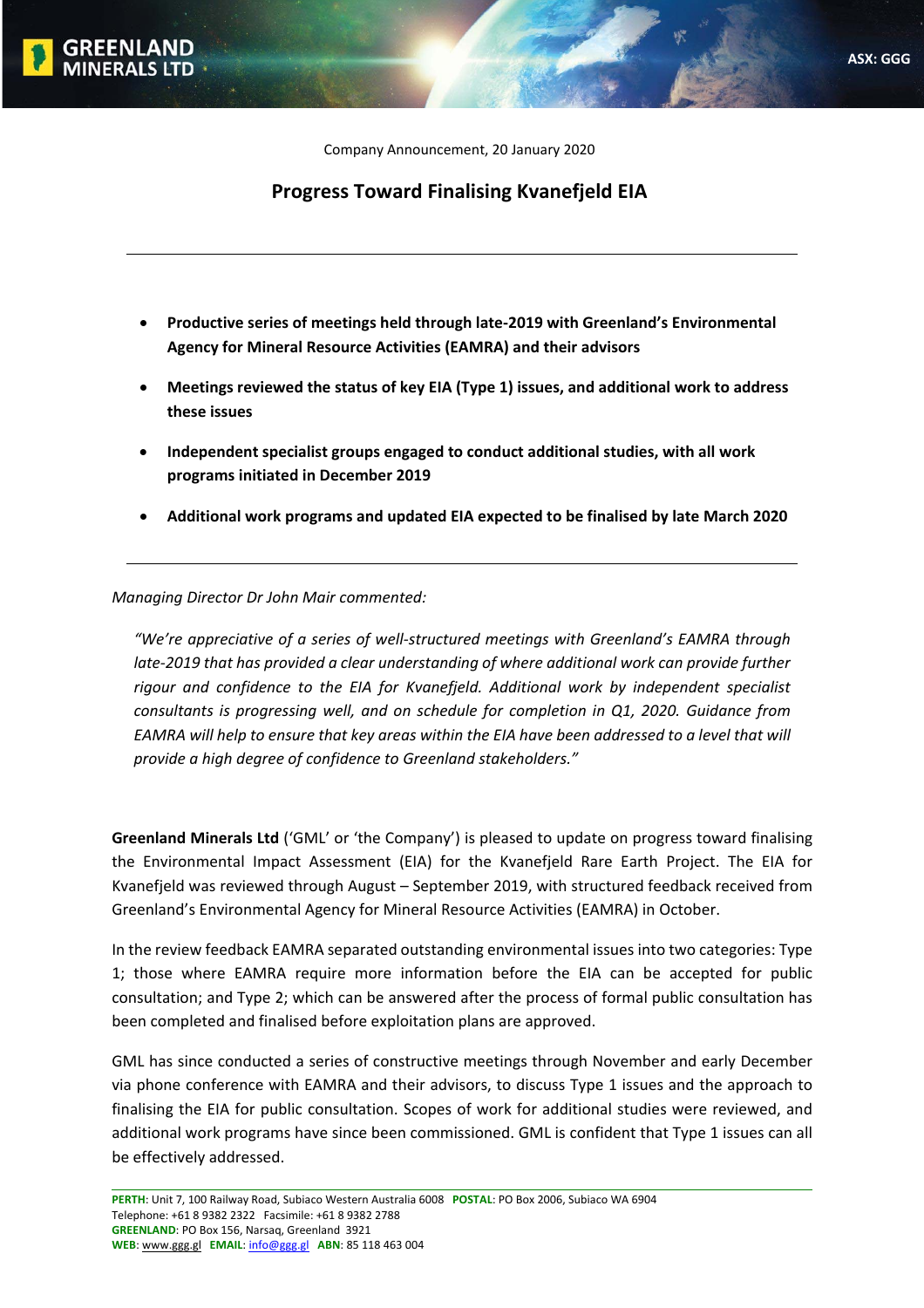Company Announcement, 20 January 2020

# Progress Toward Finalising Kvanefjeld EIA

---

- **Productive series of meetings held through late-2019 with Greenland's Environmental Agency for Mineral Resource Activities (EAMRA) and their advisors**
- **Meetings reviewed the status of key EIA (Type 1) issues, and additional work to address these issues**
- **Independent specialist groups engaged to conduct additional studies, with all work programs initiated in December 2019**
- **Additional work programs and updated EIA expected to be finalised by late March 2020**

---

*Managing Director Dr John Mair commented:*

> *"We're appreciative of a series of well-structured meetings with Greenland's EAMRA through late-2019 that has provided a clear understanding of where additional work can provide further rigour and confidence to the EIA for Kvanefjeld. Additional work by independent specialist consultants is progressing well, and on schedule for completion in Q1, 2020. Guidance from EAMRA will help to ensure that key areas within the EIA have been addressed to a level that will provide a high degree of confidence to Greenland stakeholders."*

**Greenland Minerals Ltd** ('GML' or 'the Company') is pleased to update on progress toward finalising the Environmental Impact Assessment (EIA) for the Kvanefjeld Rare Earth Project. The EIA for Kvanefjeld was reviewed through August – September 2019, with structured feedback received from Greenland's Environmental Agency for Mineral Resource Activities (EAMRA) in October.

In the review feedback EAMRA separated outstanding environmental issues into two categories: Type 1; those where EAMRA require more information before the EIA can be accepted for public consultation; and Type 2; which can be answered after the process of formal public consultation has been completed and finalised before exploitation plans are approved.

GML has since conducted a series of constructive meetings through November and early December via phone conference with EAMRA and their advisors, to discuss Type 1 issues and the approach to finalising the EIA for public consultation. Scopes of work for additional studies were reviewed, and additional work programs have since been commissioned. GML is confident that Type 1 issues can all be effectively addressed.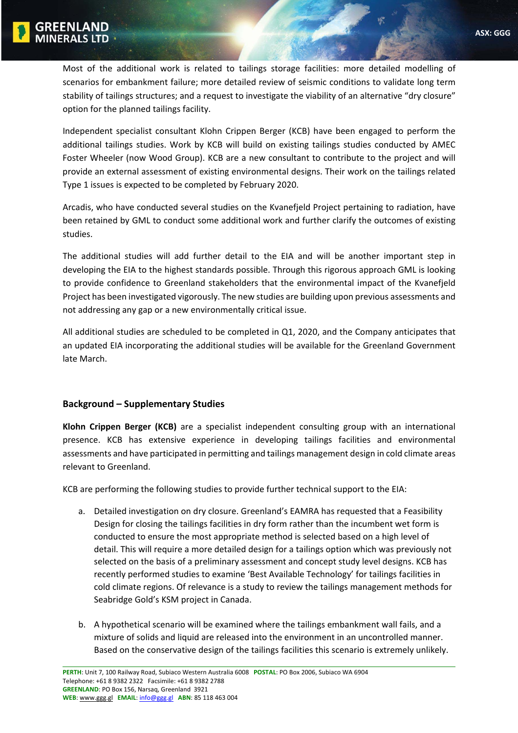Most of the additional work is related to tailings storage facilities: more detailed modelling of scenarios for embankment failure; more detailed review of seismic conditions to validate long term stability of tailings structures; and a request to investigate the viability of an alternative "dry closure" option for the planned tailings facility.

Independent specialist consultant Klohn Crippen Berger (KCB) have been engaged to perform the additional tailings studies. Work by KCB will build on existing tailings studies conducted by AMEC Foster Wheeler (now Wood Group). KCB are a new consultant to contribute to the project and will provide an external assessment of existing environmental designs. Their work on the tailings related Type 1 issues is expected to be completed by February 2020.

Arcadis, who have conducted several studies on the Kvanefjeld Project pertaining to radiation, have been retained by GML to conduct some additional work and further clarify the outcomes of existing studies.

The additional studies will add further detail to the EIA and will be another important step in developing the EIA to the highest standards possible. Through this rigorous approach GML is looking to provide confidence to Greenland stakeholders that the environmental impact of the Kvanefjeld Project has been investigated vigorously. The new studies are building upon previous assessments and not addressing any gap or a new environmentally critical issue.

All additional studies are scheduled to be completed in Q1, 2020, and the Company anticipates that an updated EIA incorporating the additional studies will be available for the Greenland Government late March.

## Background – Supplementary Studies

**Klohn Crippen Berger (KCB)** are a specialist independent consulting group with an international presence. KCB has extensive experience in developing tailings facilities and environmental assessments and have participated in permitting and tailings management design in cold climate areas relevant to Greenland.

KCB are performing the following studies to provide further technical support to the EIA:

a. Detailed investigation on dry closure. Greenland's EAMRA has requested that a Feasibility Design for closing the tailings facilities in dry form rather than the incumbent wet form is conducted to ensure the most appropriate method is selected based on a high level of detail. This will require a more detailed design for a tailings option which was previously not selected on the basis of a preliminary assessment and concept study level designs. KCB has recently performed studies to examine 'Best Available Technology' for tailings facilities in cold climate regions. Of relevance is a study to review the tailings management methods for Seabridge Gold's KSM project in Canada.

b. A hypothetical scenario will be examined where the tailings embankment wall fails, and a mixture of solids and liquid are released into the environment in an uncontrolled manner. Based on the conservative design of the tailings facilities this scenario is extremely unlikely.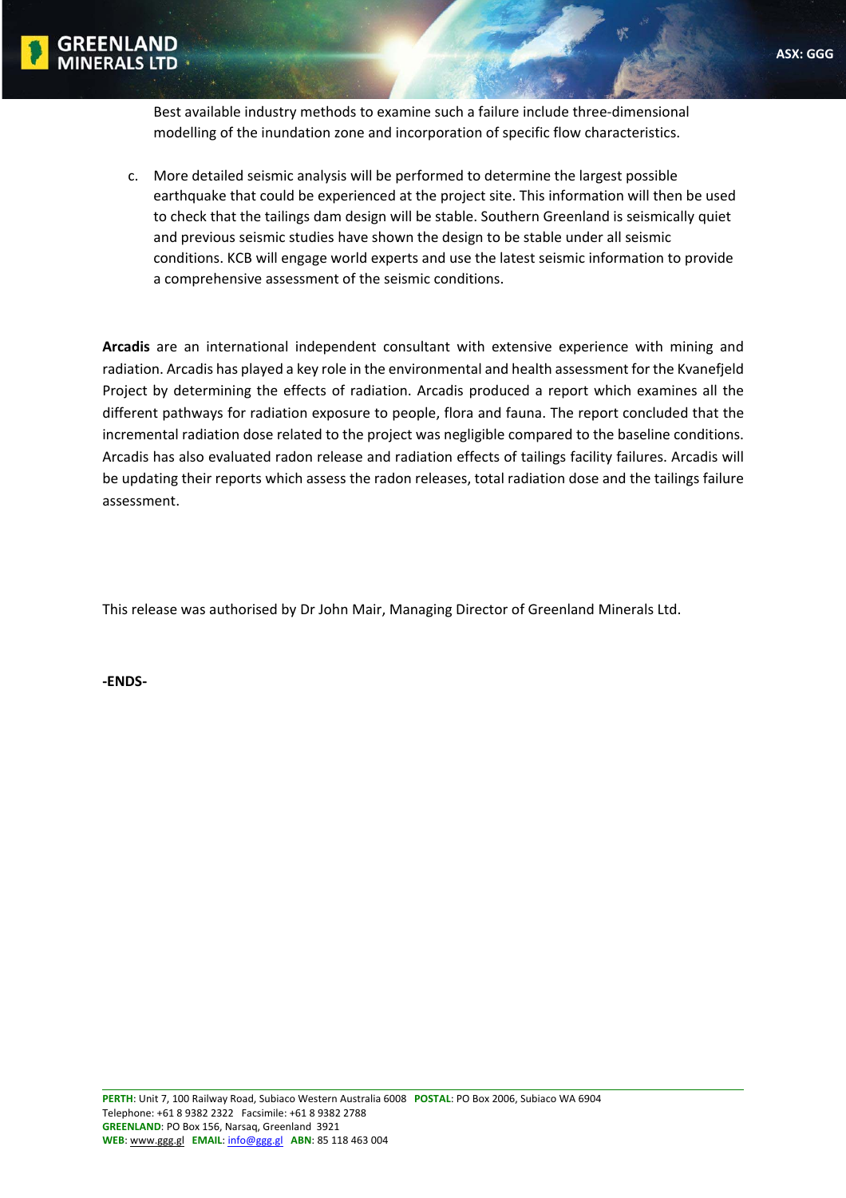Best available industry methods to examine such a failure include three-dimensional modelling of the inundation zone and incorporation of specific flow characteristics.

c. More detailed seismic analysis will be performed to determine the largest possible earthquake that could be experienced at the project site. This information will then be used to check that the tailings dam design will be stable. Southern Greenland is seismically quiet and previous seismic studies have shown the design to be stable under all seismic conditions. KCB will engage world experts and use the latest seismic information to provide a comprehensive assessment of the seismic conditions.

**Arcadis** are an international independent consultant with extensive experience with mining and radiation. Arcadis has played a key role in the environmental and health assessment for the Kvanefjeld Project by determining the effects of radiation. Arcadis produced a report which examines all the different pathways for radiation exposure to people, flora and fauna. The report concluded that the incremental radiation dose related to the project was negligible compared to the baseline conditions. Arcadis has also evaluated radon release and radiation effects of tailings facility failures. Arcadis will be updating their reports which assess the radon releases, total radiation dose and the tailings failure assessment.

This release was authorised by Dr John Mair, Managing Director of Greenland Minerals Ltd.

**-ENDS-**

**PERTH**: Unit 7, 100 Railway Road, Subiaco Western Australia 6008 **POSTAL**: PO Box 2006, Subiaco WA 6904
Telephone: +61 8 9382 2322 Facsimile: +61 8 9382 2788
**GREENLAND**: PO Box 156, Narsaq, Greenland 3921
**WEB**: www.ggg.gl **EMAIL**: info@ggg.gl **ABN**: 85 118 463 004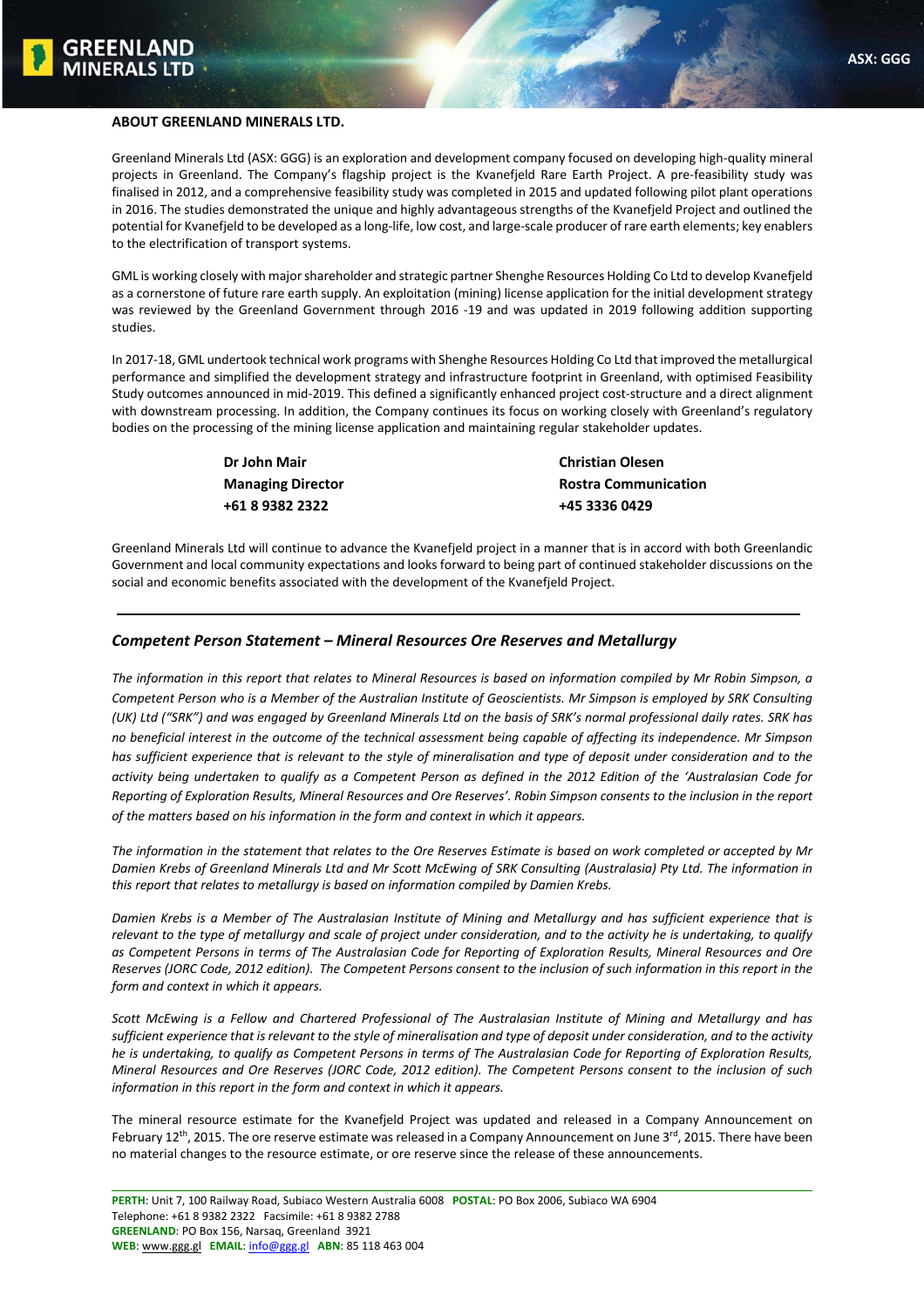**ABOUT GREENLAND MINERALS LTD.**

Greenland Minerals Ltd (ASX: GGG) is an exploration and development company focused on developing high-quality mineral projects in Greenland. The Company's flagship project is the Kvanefjeld Rare Earth Project. A pre-feasibility study was finalised in 2012, and a comprehensive feasibility study was completed in 2015 and updated following pilot plant operations in 2016. The studies demonstrated the unique and highly advantageous strengths of the Kvanefjeld Project and outlined the potential for Kvanefjeld to be developed as a long-life, low cost, and large-scale producer of rare earth elements; key enablers to the electrification of transport systems.

GML is working closely with major shareholder and strategic partner Shenghe Resources Holding Co Ltd to develop Kvanefjeld as a cornerstone of future rare earth supply. An exploitation (mining) license application for the initial development strategy was reviewed by the Greenland Government through 2016 -19 and was updated in 2019 following addition supporting studies.

In 2017-18, GML undertook technical work programs with Shenghe Resources Holding Co Ltd that improved the metallurgical performance and simplified the development strategy and infrastructure footprint in Greenland, with optimised Feasibility Study outcomes announced in mid-2019. This defined a significantly enhanced project cost-structure and a direct alignment with downstream processing. In addition, the Company continues its focus on working closely with Greenland's regulatory bodies on the processing of the mining license application and maintaining regular stakeholder updates.

**Dr John Mair**
**Managing Director**
**+61 8 9382 2322**

**Christian Olesen**
**Rostra Communication**
**+45 3336 0429**

Greenland Minerals Ltd will continue to advance the Kvanefjeld project in a manner that is in accord with both Greenlandic Government and local community expectations and looks forward to being part of continued stakeholder discussions on the social and economic benefits associated with the development of the Kvanefjeld Project.

---

### *Competent Person Statement – Mineral Resources Ore Reserves and Metallurgy*

*The information in this report that relates to Mineral Resources is based on information compiled by Mr Robin Simpson, a Competent Person who is a Member of the Australian Institute of Geoscientists. Mr Simpson is employed by SRK Consulting (UK) Ltd ("SRK") and was engaged by Greenland Minerals Ltd on the basis of SRK's normal professional daily rates. SRK has no beneficial interest in the outcome of the technical assessment being capable of affecting its independence. Mr Simpson has sufficient experience that is relevant to the style of mineralisation and type of deposit under consideration and to the activity being undertaken to qualify as a Competent Person as defined in the 2012 Edition of the 'Australasian Code for Reporting of Exploration Results, Mineral Resources and Ore Reserves'. Robin Simpson consents to the inclusion in the report of the matters based on his information in the form and context in which it appears.*

*The information in the statement that relates to the Ore Reserves Estimate is based on work completed or accepted by Mr Damien Krebs of Greenland Minerals Ltd and Mr Scott McEwing of SRK Consulting (Australasia) Pty Ltd. The information in this report that relates to metallurgy is based on information compiled by Damien Krebs.*

*Damien Krebs is a Member of The Australasian Institute of Mining and Metallurgy and has sufficient experience that is relevant to the type of metallurgy and scale of project under consideration, and to the activity he is undertaking, to qualify as Competent Persons in terms of The Australasian Code for Reporting of Exploration Results, Mineral Resources and Ore Reserves (JORC Code, 2012 edition). The Competent Persons consent to the inclusion of such information in this report in the form and context in which it appears.*

*Scott McEwing is a Fellow and Chartered Professional of The Australasian Institute of Mining and Metallurgy and has sufficient experience that is relevant to the style of mineralisation and type of deposit under consideration, and to the activity he is undertaking, to qualify as Competent Persons in terms of The Australasian Code for Reporting of Exploration Results, Mineral Resources and Ore Reserves (JORC Code, 2012 edition). The Competent Persons consent to the inclusion of such information in this report in the form and context in which it appears.*

The mineral resource estimate for the Kvanefjeld Project was updated and released in a Company Announcement on February 12th, 2015. The ore reserve estimate was released in a Company Announcement on June 3rd, 2015. There have been no material changes to the resource estimate, or ore reserve since the release of these announcements.